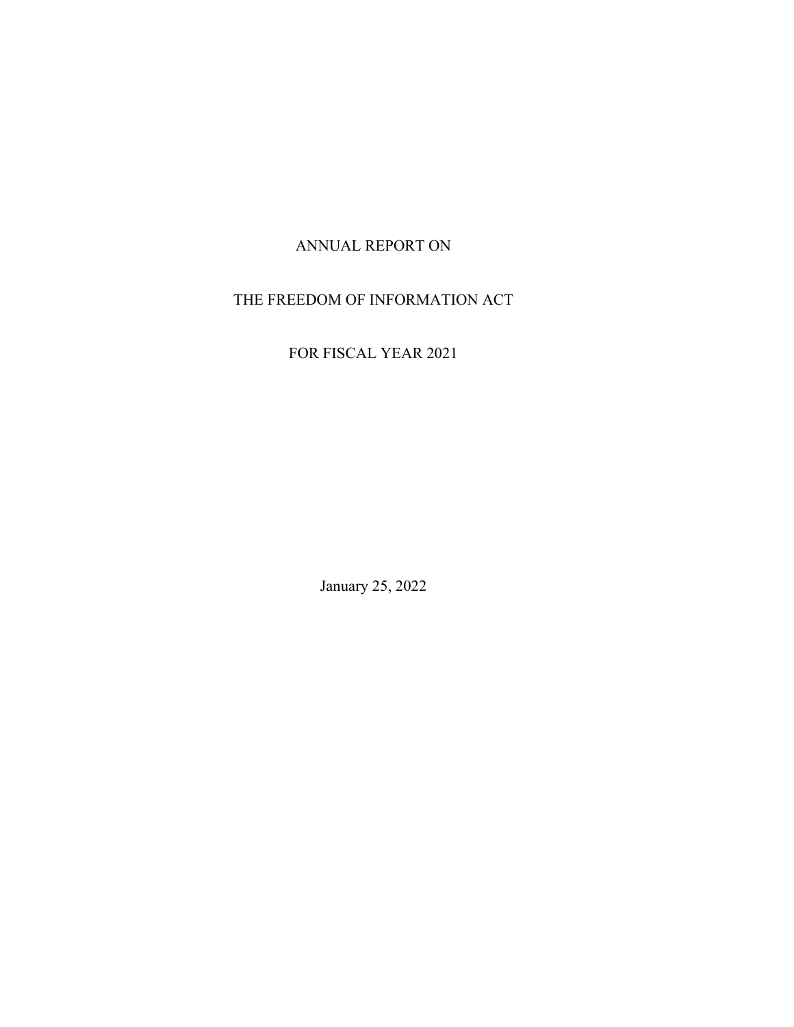# ANNUAL REPORT ON

# THE FREEDOM OF INFORMATION ACT

# FOR FISCAL YEAR 2021

January 25, 2022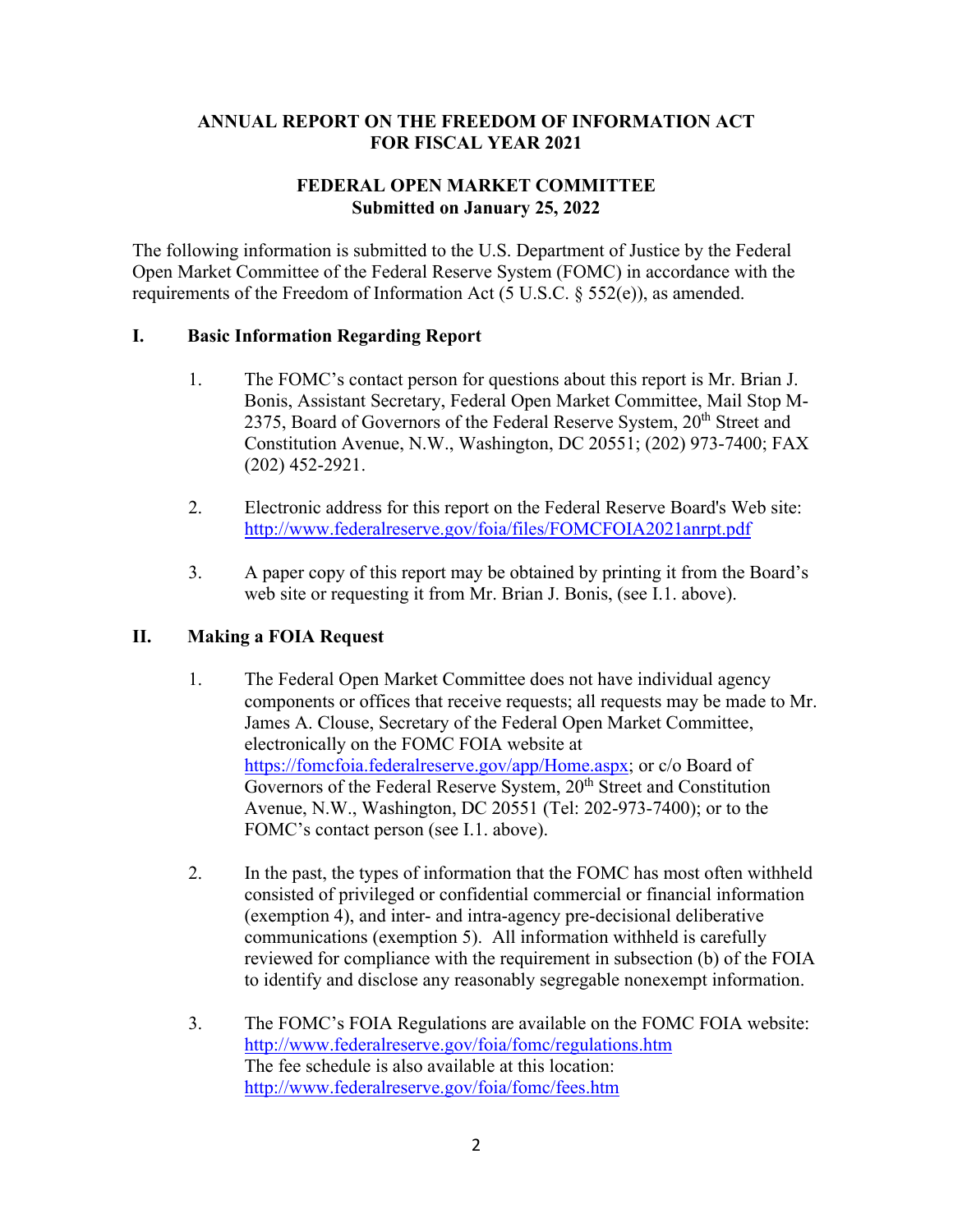**ANNUAL REPORT ON THE FREEDOM OF INFORMATION ACT FOR FISCAL YEAR 2021**

**FEDERAL OPEN MARKET COMMITTEE**
**Submitted on January 25, 2022**

The following information is submitted to the U.S. Department of Justice by the Federal Open Market Committee of the Federal Reserve System (FOMC) in accordance with the requirements of the Freedom of Information Act (5 U.S.C. § 552(e)), as amended.

## I. Basic Information Regarding Report

1. The FOMC's contact person for questions about this report is Mr. Brian J. Bonis, Assistant Secretary, Federal Open Market Committee, Mail Stop M-2375, Board of Governors of the Federal Reserve System, 20th Street and Constitution Avenue, N.W., Washington, DC 20551; (202) 973-7400; FAX (202) 452-2921.

2. Electronic address for this report on the Federal Reserve Board's Web site: http://www.federalreserve.gov/foia/files/FOMCFOIA2021anrpt.pdf

3. A paper copy of this report may be obtained by printing it from the Board's web site or requesting it from Mr. Brian J. Bonis, (see I.1. above).

## II. Making a FOIA Request

1. The Federal Open Market Committee does not have individual agency components or offices that receive requests; all requests may be made to Mr. James A. Clouse, Secretary of the Federal Open Market Committee, electronically on the FOMC FOIA website at https://fomcfoia.federalreserve.gov/app/Home.aspx; or c/o Board of Governors of the Federal Reserve System, 20th Street and Constitution Avenue, N.W., Washington, DC 20551 (Tel: 202-973-7400); or to the FOMC's contact person (see I.1. above).

2. In the past, the types of information that the FOMC has most often withheld consisted of privileged or confidential commercial or financial information (exemption 4), and inter- and intra-agency pre-decisional deliberative communications (exemption 5). All information withheld is carefully reviewed for compliance with the requirement in subsection (b) of the FOIA to identify and disclose any reasonably segregable nonexempt information.

3. The FOMC's FOIA Regulations are available on the FOMC FOIA website: http://www.federalreserve.gov/foia/fomc/regulations.htm
The fee schedule is also available at this location: http://www.federalreserve.gov/foia/fomc/fees.htm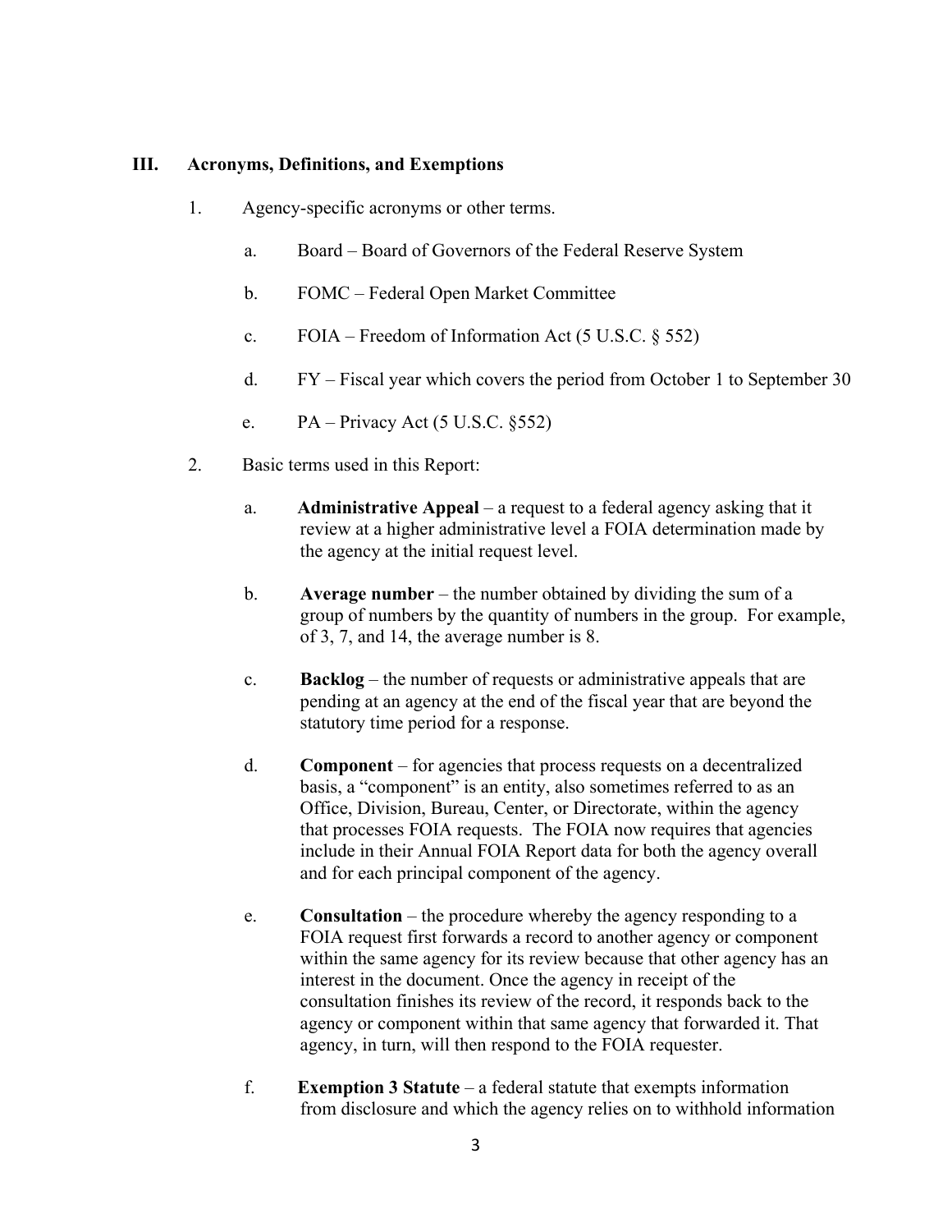## III. Acronyms, Definitions, and Exemptions

1. Agency-specific acronyms or other terms.

   a. Board – Board of Governors of the Federal Reserve System

   b. FOMC – Federal Open Market Committee

   c. FOIA – Freedom of Information Act (5 U.S.C. § 552)

   d. FY – Fiscal year which covers the period from October 1 to September 30

   e. PA – Privacy Act (5 U.S.C. §552)

2. Basic terms used in this Report:

   a. **Administrative Appeal** – a request to a federal agency asking that it review at a higher administrative level a FOIA determination made by the agency at the initial request level.

   b. **Average number** – the number obtained by dividing the sum of a group of numbers by the quantity of numbers in the group. For example, of 3, 7, and 14, the average number is 8.

   c. **Backlog** – the number of requests or administrative appeals that are pending at an agency at the end of the fiscal year that are beyond the statutory time period for a response.

   d. **Component** – for agencies that process requests on a decentralized basis, a "component" is an entity, also sometimes referred to as an Office, Division, Bureau, Center, or Directorate, within the agency that processes FOIA requests. The FOIA now requires that agencies include in their Annual FOIA Report data for both the agency overall and for each principal component of the agency.

   e. **Consultation** – the procedure whereby the agency responding to a FOIA request first forwards a record to another agency or component within the same agency for its review because that other agency has an interest in the document. Once the agency in receipt of the consultation finishes its review of the record, it responds back to the agency or component within that same agency that forwarded it. That agency, in turn, will then respond to the FOIA requester.

   f. **Exemption 3 Statute** – a federal statute that exempts information from disclosure and which the agency relies on to withhold information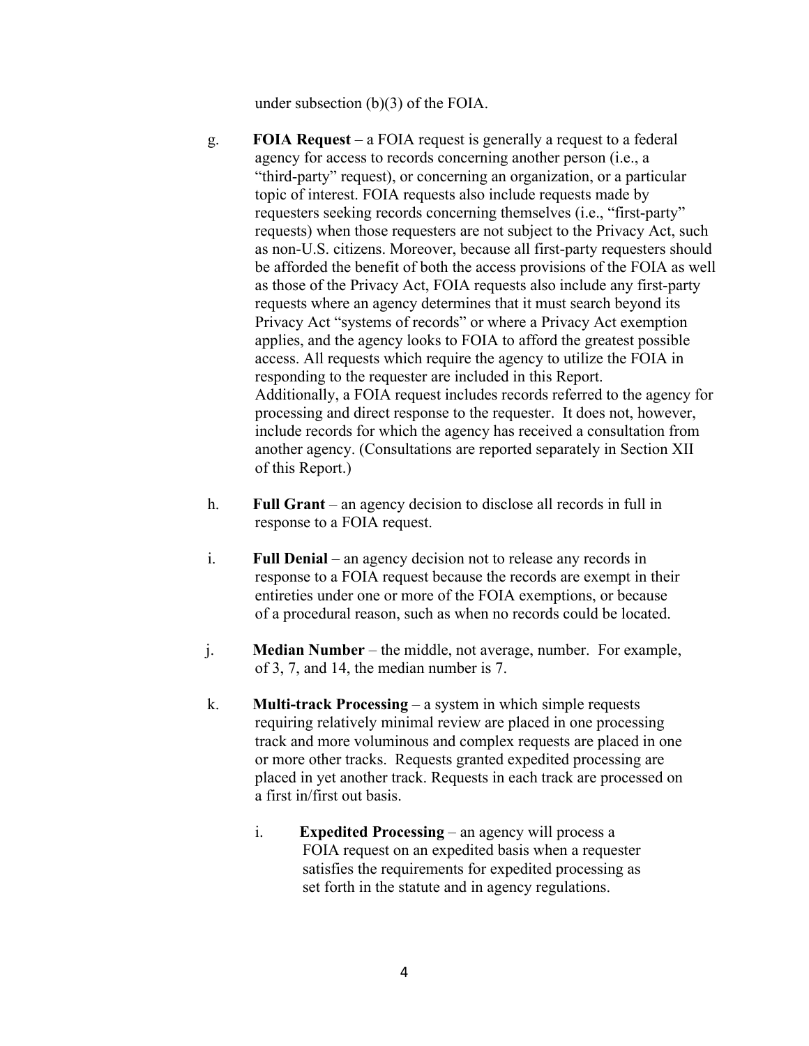under subsection (b)(3) of the FOIA.

g. **FOIA Request** – a FOIA request is generally a request to a federal agency for access to records concerning another person (i.e., a "third-party" request), or concerning an organization, or a particular topic of interest. FOIA requests also include requests made by requesters seeking records concerning themselves (i.e., "first-party" requests) when those requesters are not subject to the Privacy Act, such as non-U.S. citizens. Moreover, because all first-party requesters should be afforded the benefit of both the access provisions of the FOIA as well as those of the Privacy Act, FOIA requests also include any first-party requests where an agency determines that it must search beyond its Privacy Act "systems of records" or where a Privacy Act exemption applies, and the agency looks to FOIA to afford the greatest possible access. All requests which require the agency to utilize the FOIA in responding to the requester are included in this Report. Additionally, a FOIA request includes records referred to the agency for processing and direct response to the requester. It does not, however, include records for which the agency has received a consultation from another agency. (Consultations are reported separately in Section XII of this Report.)

h. **Full Grant** – an agency decision to disclose all records in full in response to a FOIA request.

i. **Full Denial** – an agency decision not to release any records in response to a FOIA request because the records are exempt in their entireties under one or more of the FOIA exemptions, or because of a procedural reason, such as when no records could be located.

j. **Median Number** – the middle, not average, number. For example, of 3, 7, and 14, the median number is 7.

k. **Multi-track Processing** – a system in which simple requests requiring relatively minimal review are placed in one processing track and more voluminous and complex requests are placed in one or more other tracks. Requests granted expedited processing are placed in yet another track. Requests in each track are processed on a first in/first out basis.

   i. **Expedited Processing** – an agency will process a FOIA request on an expedited basis when a requester satisfies the requirements for expedited processing as set forth in the statute and in agency regulations.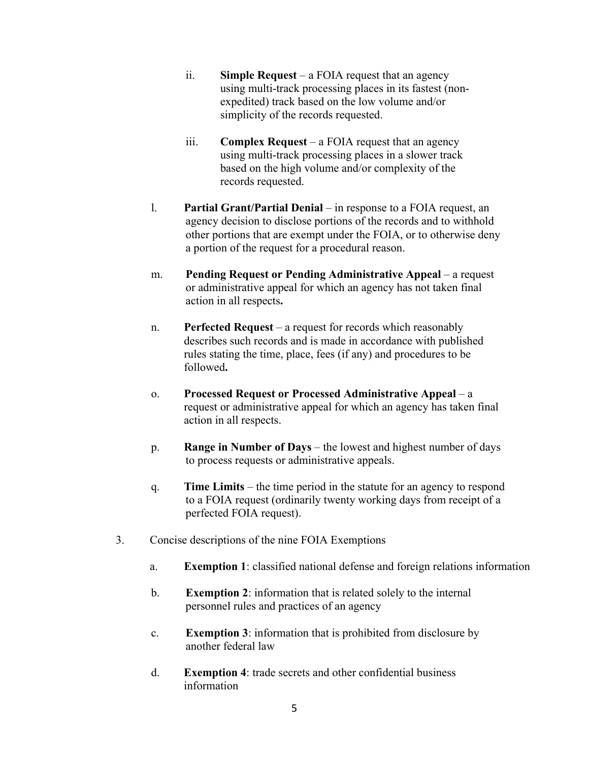ii. **Simple Request** – a FOIA request that an agency using multi-track processing places in its fastest (non-expedited) track based on the low volume and/or simplicity of the records requested.

iii. **Complex Request** – a FOIA request that an agency using multi-track processing places in a slower track based on the high volume and/or complexity of the records requested.

l. **Partial Grant/Partial Denial** – in response to a FOIA request, an agency decision to disclose portions of the records and to withhold other portions that are exempt under the FOIA, or to otherwise deny a portion of the request for a procedural reason.

m. **Pending Request or Pending Administrative Appeal** – a request or administrative appeal for which an agency has not taken final action in all respects**.**

n. **Perfected Request** – a request for records which reasonably describes such records and is made in accordance with published rules stating the time, place, fees (if any) and procedures to be followed**.**

o. **Processed Request or Processed Administrative Appeal** – a request or administrative appeal for which an agency has taken final action in all respects.

p. **Range in Number of Days** – the lowest and highest number of days to process requests or administrative appeals.

q. **Time Limits** – the time period in the statute for an agency to respond to a FOIA request (ordinarily twenty working days from receipt of a perfected FOIA request).

3. Concise descriptions of the nine FOIA Exemptions

a. **Exemption 1**: classified national defense and foreign relations information

b. **Exemption 2**: information that is related solely to the internal personnel rules and practices of an agency

c. **Exemption 3**: information that is prohibited from disclosure by another federal law

d. **Exemption 4**: trade secrets and other confidential business information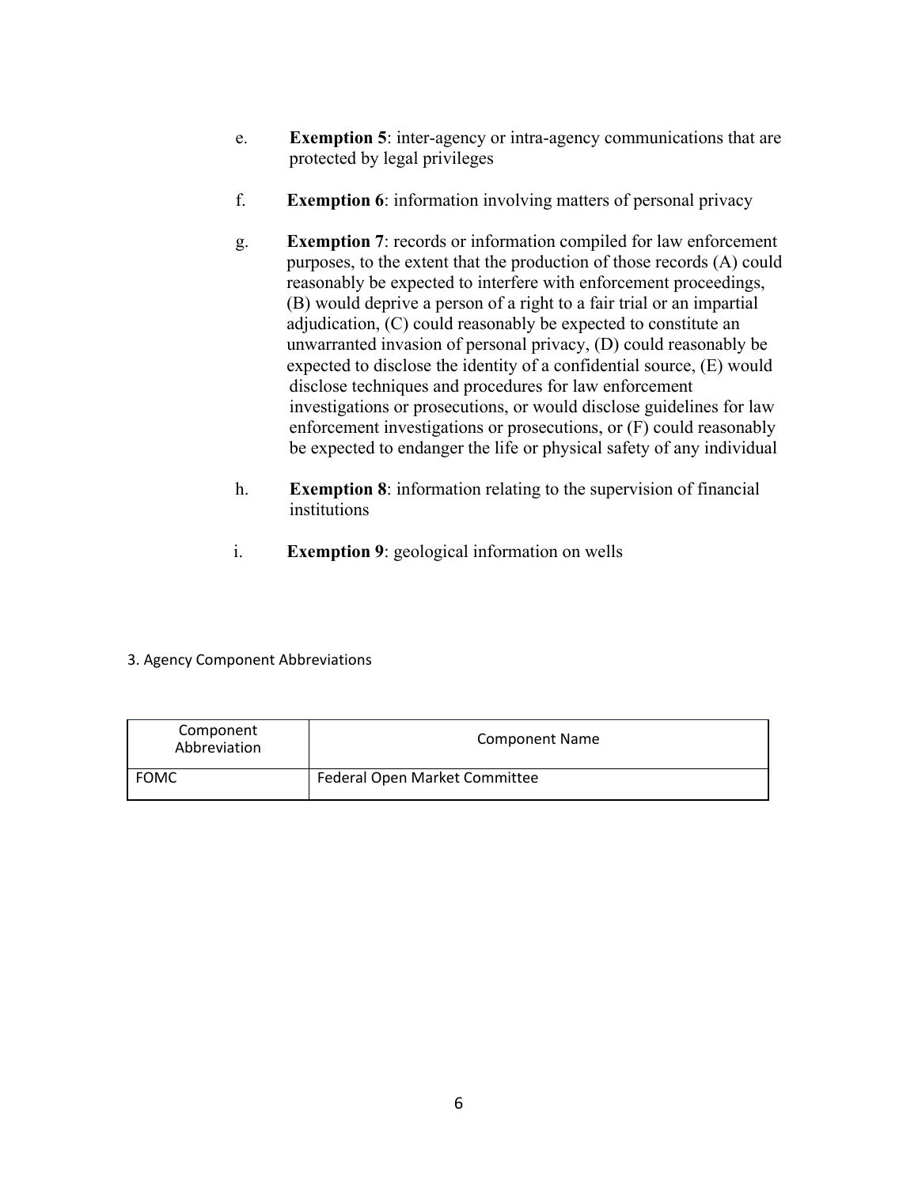e. **Exemption 5**: inter-agency or intra-agency communications that are protected by legal privileges

f. **Exemption 6**: information involving matters of personal privacy

g. **Exemption 7**: records or information compiled for law enforcement purposes, to the extent that the production of those records (A) could reasonably be expected to interfere with enforcement proceedings, (B) would deprive a person of a right to a fair trial or an impartial adjudication, (C) could reasonably be expected to constitute an unwarranted invasion of personal privacy, (D) could reasonably be expected to disclose the identity of a confidential source, (E) would disclose techniques and procedures for law enforcement investigations or prosecutions, or would disclose guidelines for law enforcement investigations or prosecutions, or (F) could reasonably be expected to endanger the life or physical safety of any individual

h. **Exemption 8**: information relating to the supervision of financial institutions

i. **Exemption 9**: geological information on wells

3. Agency Component Abbreviations

| Component Abbreviation | Component Name |
| --- | --- |
| FOMC | Federal Open Market Committee |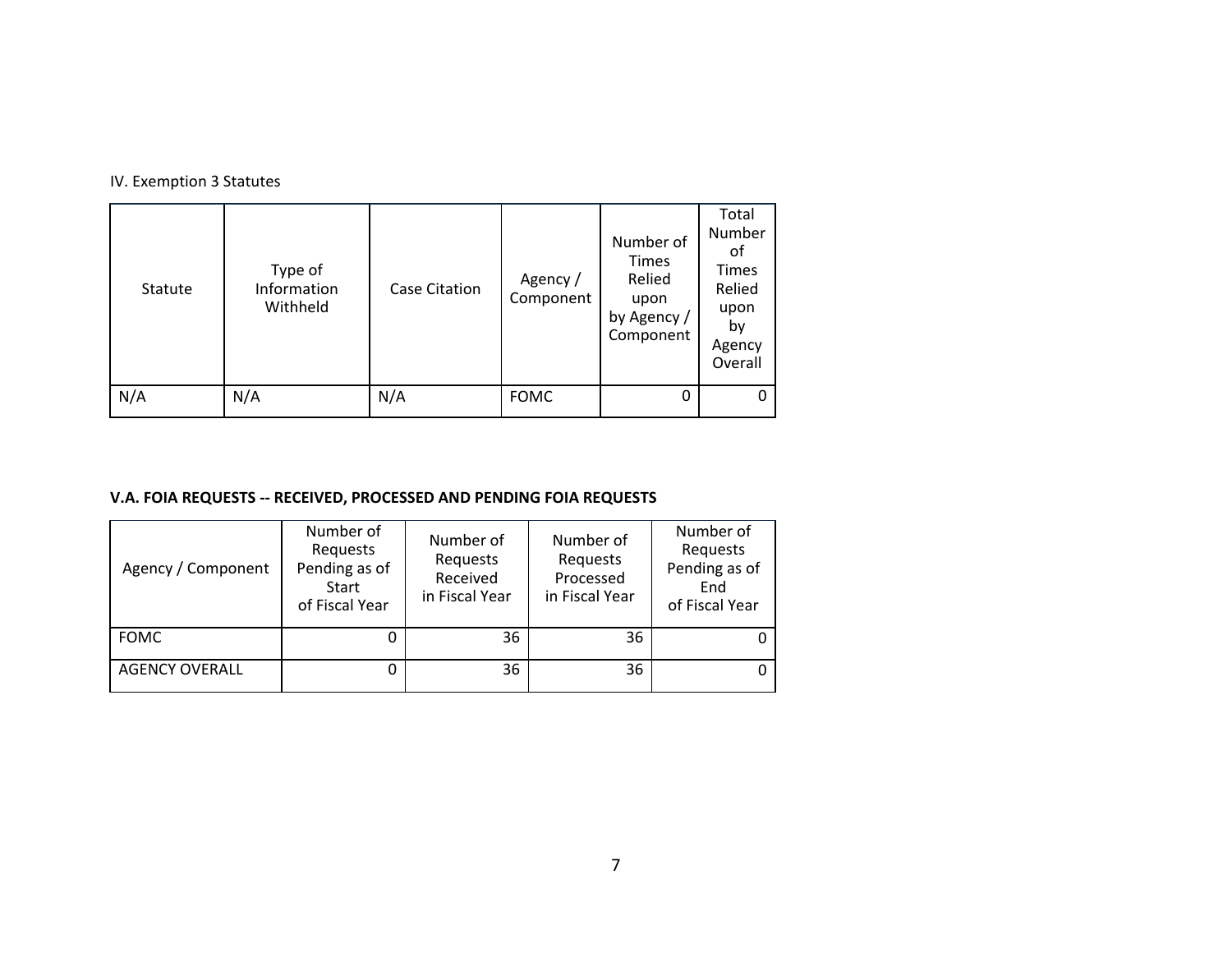IV. Exemption 3 Statutes

| Statute | Type of Information Withheld | Case Citation | Agency / Component | Number of Times Relied upon by Agency / Component | Total Number of Times Relied upon by Agency Overall |
|---|---|---|---|---|---|
| N/A | N/A | N/A | FOMC | 0 | 0 |

**V.A. FOIA REQUESTS -- RECEIVED, PROCESSED AND PENDING FOIA REQUESTS**

| Agency / Component | Number of Requests Pending as of Start of Fiscal Year | Number of Requests Received in Fiscal Year | Number of Requests Processed in Fiscal Year | Number of Requests Pending as of End of Fiscal Year |
|---|---|---|---|---|
| FOMC | 0 | 36 | 36 | 0 |
| AGENCY OVERALL | 0 | 36 | 36 | 0 |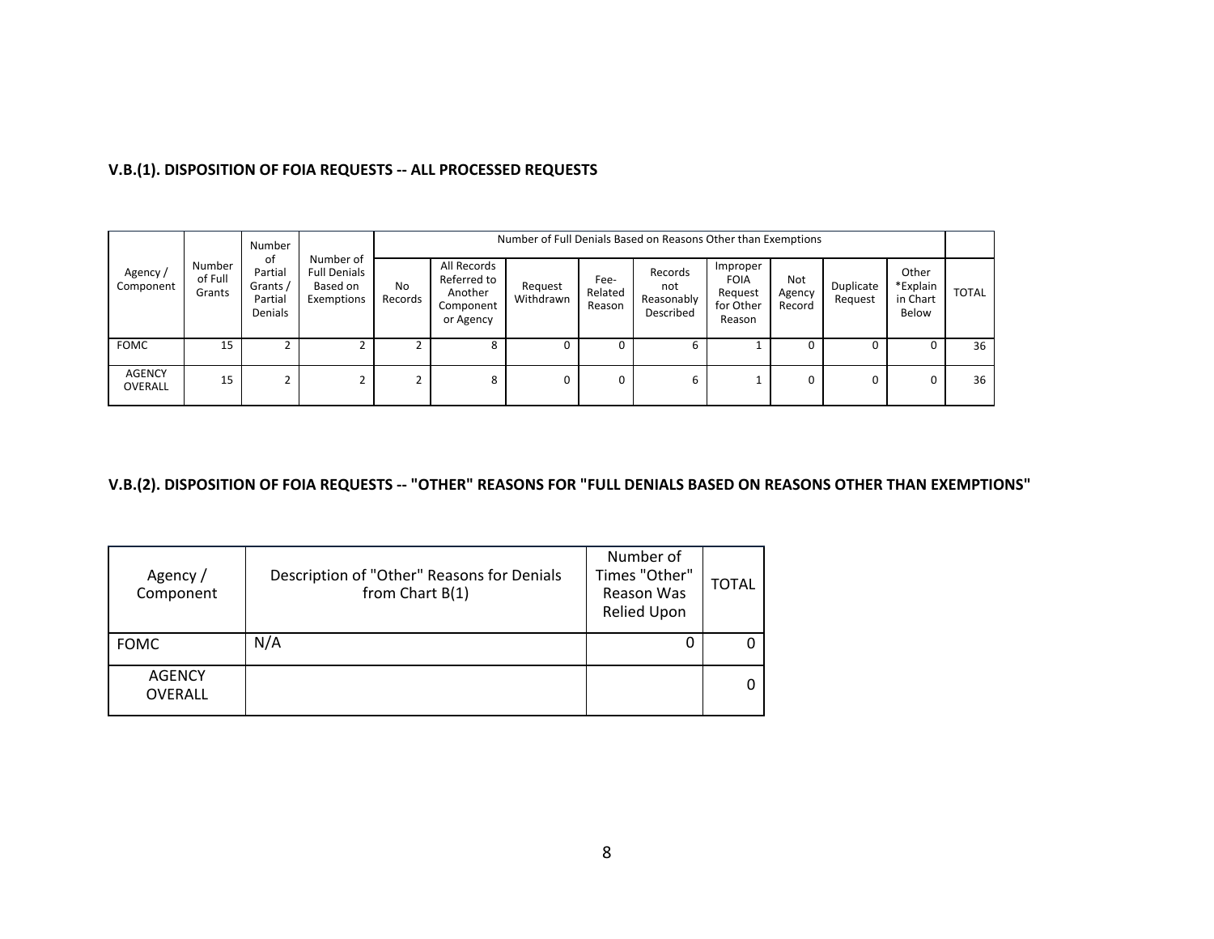### V.B.(1). DISPOSITION OF FOIA REQUESTS -- ALL PROCESSED REQUESTS

| Agency / Component | Number of Full Grants | Number of Partial Grants / Partial Denials | Number of Full Denials Based on Exemptions | Number of Full Denials Based on Reasons Other than Exemptions | | | | | | | | | TOTAL |
|---|---|---|---|---|---|---|---|---|---|---|---|---|---|
| | | | | No Records | All Records Referred to Another Component or Agency | Request Withdrawn | Fee-Related Reason | Records not Reasonably Described | Improper FOIA Request for Other Reason | Not Agency Record | Duplicate Request | Other *Explain in Chart Below | |
| FOMC | 15 | 2 | 2 | 2 | 8 | 0 | 0 | 6 | 1 | 0 | 0 | 0 | 36 |
| AGENCY OVERALL | 15 | 2 | 2 | 2 | 8 | 0 | 0 | 6 | 1 | 0 | 0 | 0 | 36 |

### V.B.(2). DISPOSITION OF FOIA REQUESTS -- "OTHER" REASONS FOR "FULL DENIALS BASED ON REASONS OTHER THAN EXEMPTIONS"

| Agency / Component | Description of "Other" Reasons for Denials from Chart B(1) | Number of Times "Other" Reason Was Relied Upon | TOTAL |
|---|---|---|---|
| FOMC | N/A | 0 | 0 |
| AGENCY OVERALL | | | 0 |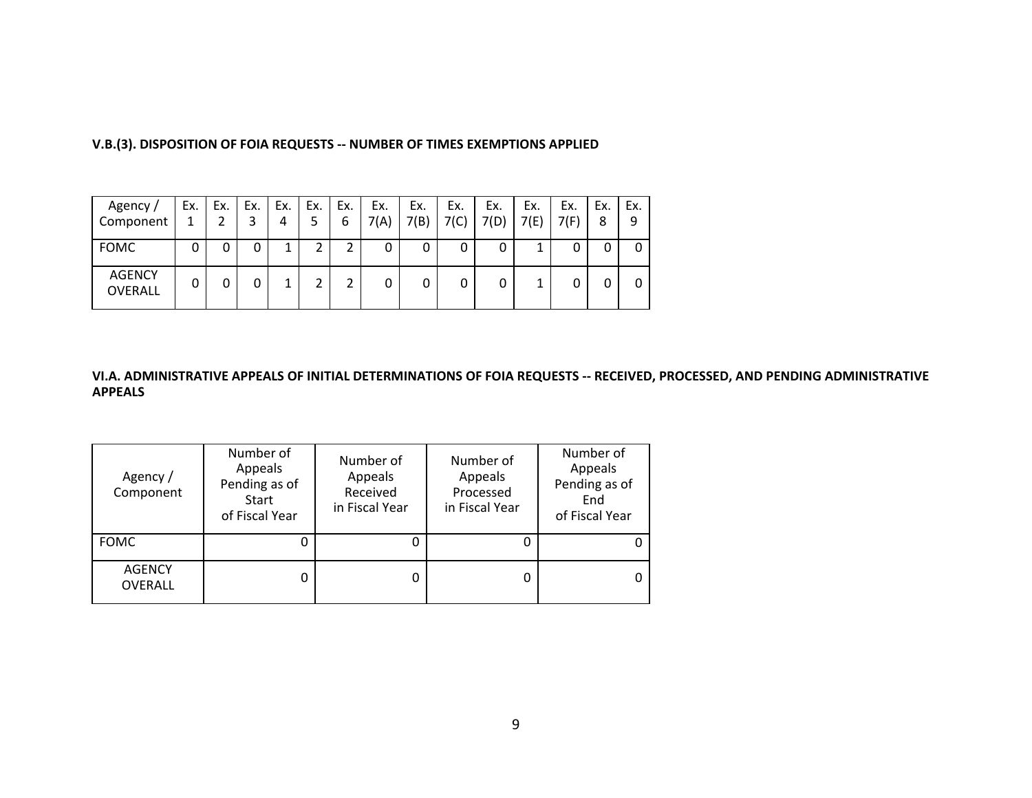**V.B.(3). DISPOSITION OF FOIA REQUESTS -- NUMBER OF TIMES EXEMPTIONS APPLIED**

| Agency / Component | Ex. 1 | Ex. 2 | Ex. 3 | Ex. 4 | Ex. 5 | Ex. 6 | Ex. 7(A) | Ex. 7(B) | Ex. 7(C) | Ex. 7(D) | Ex. 7(E) | Ex. 7(F) | Ex. 8 | Ex. 9 |
|---|---|---|---|---|---|---|---|---|---|---|---|---|---|---|
| FOMC | 0 | 0 | 0 | 1 | 2 | 2 | 0 | 0 | 0 | 0 | 1 | 0 | 0 | 0 |
| AGENCY OVERALL | 0 | 0 | 0 | 1 | 2 | 2 | 0 | 0 | 0 | 0 | 1 | 0 | 0 | 0 |

**VI.A. ADMINISTRATIVE APPEALS OF INITIAL DETERMINATIONS OF FOIA REQUESTS -- RECEIVED, PROCESSED, AND PENDING ADMINISTRATIVE APPEALS**

| Agency / Component | Number of Appeals Pending as of Start of Fiscal Year | Number of Appeals Received in Fiscal Year | Number of Appeals Processed in Fiscal Year | Number of Appeals Pending as of End of Fiscal Year |
|---|---|---|---|---|
| FOMC | 0 | 0 | 0 | 0 |
| AGENCY OVERALL | 0 | 0 | 0 | 0 |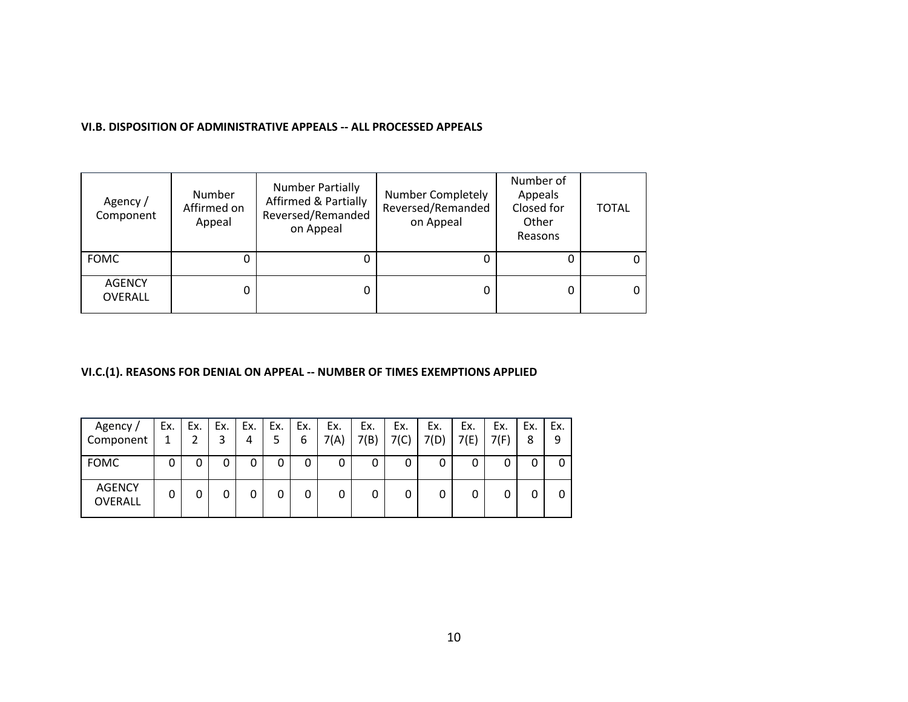**VI.B. DISPOSITION OF ADMINISTRATIVE APPEALS -- ALL PROCESSED APPEALS**

| Agency / Component | Number Affirmed on Appeal | Number Partially Affirmed & Partially Reversed/Remanded on Appeal | Number Completely Reversed/Remanded on Appeal | Number of Appeals Closed for Other Reasons | TOTAL |
|---|---|---|---|---|---|
| FOMC | 0 | 0 | 0 | 0 | 0 |
| AGENCY OVERALL | 0 | 0 | 0 | 0 | 0 |

**VI.C.(1). REASONS FOR DENIAL ON APPEAL -- NUMBER OF TIMES EXEMPTIONS APPLIED**

| Agency / Component | Ex. 1 | Ex. 2 | Ex. 3 | Ex. 4 | Ex. 5 | Ex. 6 | Ex. 7(A) | Ex. 7(B) | Ex. 7(C) | Ex. 7(D) | Ex. 7(E) | Ex. 7(F) | Ex. 8 | Ex. 9 |
|---|---|---|---|---|---|---|---|---|---|---|---|---|---|---|
| FOMC | 0 | 0 | 0 | 0 | 0 | 0 | 0 | 0 | 0 | 0 | 0 | 0 | 0 | 0 |
| AGENCY OVERALL | 0 | 0 | 0 | 0 | 0 | 0 | 0 | 0 | 0 | 0 | 0 | 0 | 0 | 0 |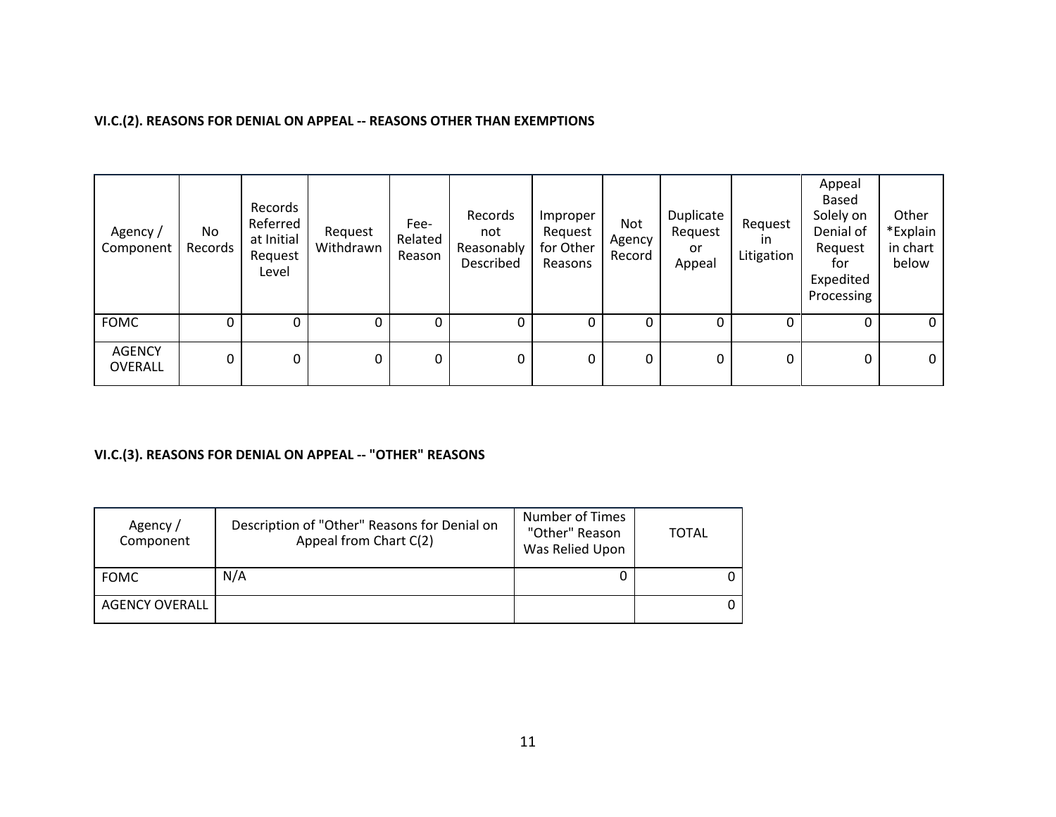### VI.C.(2). REASONS FOR DENIAL ON APPEAL -- REASONS OTHER THAN EXEMPTIONS

| Agency / Component | No Records | Records Referred at Initial Request Level | Request Withdrawn | Fee-Related Reason | Records not Reasonably Described | Improper Request for Other Reasons | Not Agency Record | Duplicate Request or Appeal | Request in Litigation | Appeal Based Solely on Denial of Request for Expedited Processing | Other *Explain in chart below |
|---|---|---|---|---|---|---|---|---|---|---|---|
| FOMC | 0 | 0 | 0 | 0 | 0 | 0 | 0 | 0 | 0 | 0 | 0 |
| AGENCY OVERALL | 0 | 0 | 0 | 0 | 0 | 0 | 0 | 0 | 0 | 0 | 0 |

### VI.C.(3). REASONS FOR DENIAL ON APPEAL -- "OTHER" REASONS

| Agency / Component | Description of "Other" Reasons for Denial on Appeal from Chart C(2) | Number of Times "Other" Reason Was Relied Upon | TOTAL |
|---|---|---|---|
| FOMC | N/A | 0 | 0 |
| AGENCY OVERALL | | | 0 |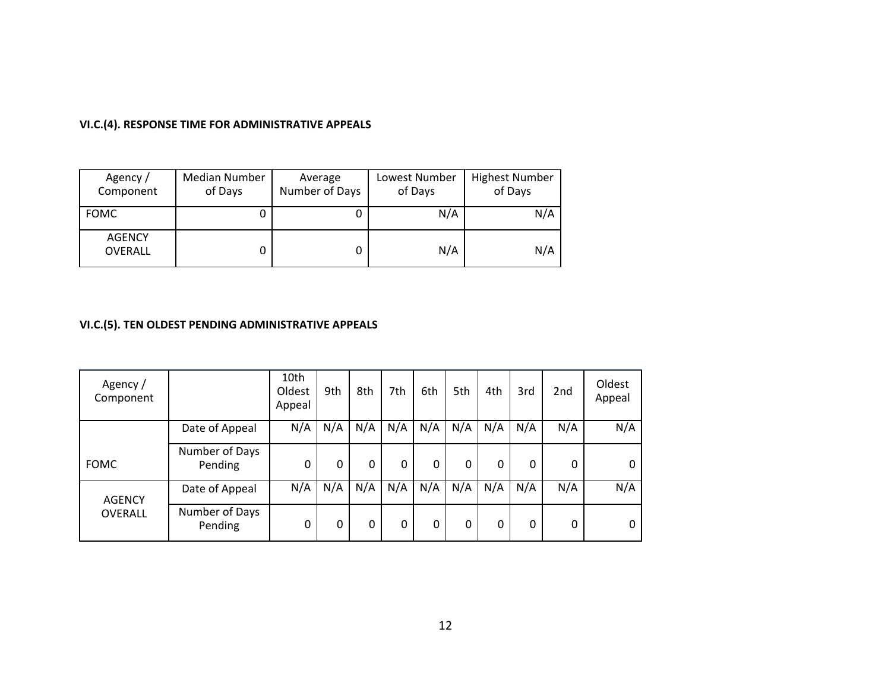### VI.C.(4). RESPONSE TIME FOR ADMINISTRATIVE APPEALS

| Agency / Component | Median Number of Days | Average Number of Days | Lowest Number of Days | Highest Number of Days |
|---|---|---|---|---|
| FOMC | 0 | 0 | N/A | N/A |
| AGENCY OVERALL | 0 | 0 | N/A | N/A |

### VI.C.(5). TEN OLDEST PENDING ADMINISTRATIVE APPEALS

| Agency / Component | | 10th Oldest Appeal | 9th | 8th | 7th | 6th | 5th | 4th | 3rd | 2nd | Oldest Appeal |
|---|---|---|---|---|---|---|---|---|---|---|---|
| FOMC | Date of Appeal | N/A | N/A | N/A | N/A | N/A | N/A | N/A | N/A | N/A | N/A |
| | Number of Days Pending | 0 | 0 | 0 | 0 | 0 | 0 | 0 | 0 | 0 | 0 |
| AGENCY OVERALL | Date of Appeal | N/A | N/A | N/A | N/A | N/A | N/A | N/A | N/A | N/A | N/A |
| | Number of Days Pending | 0 | 0 | 0 | 0 | 0 | 0 | 0 | 0 | 0 | 0 |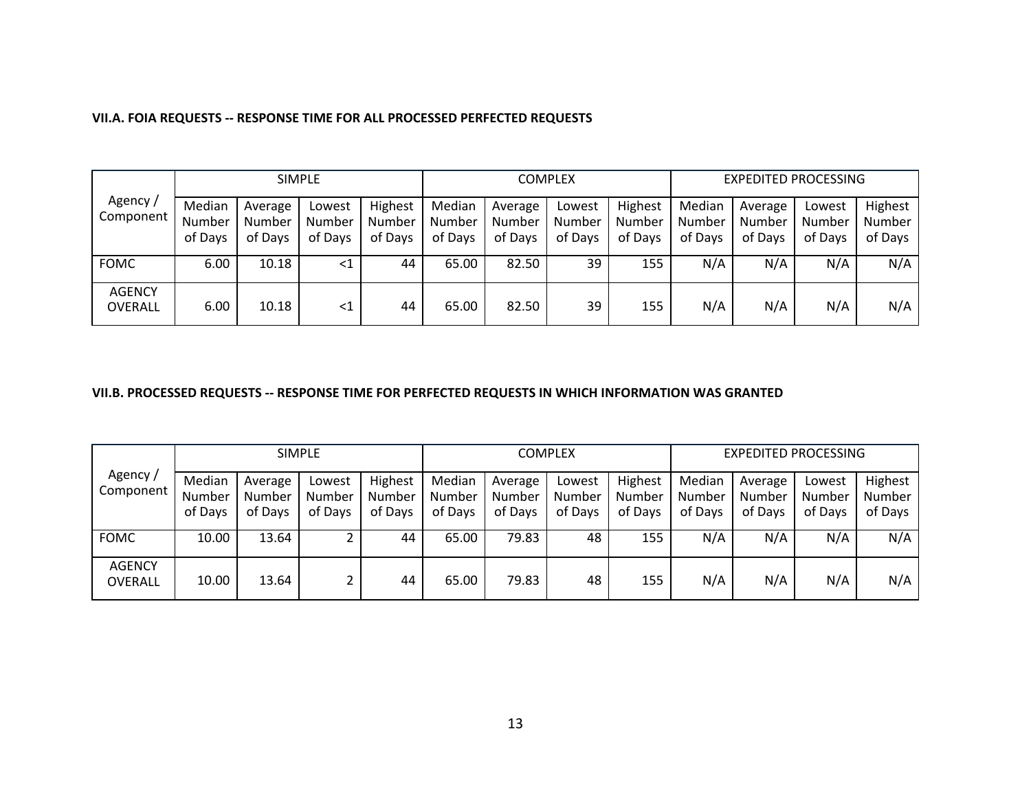**VII.A. FOIA REQUESTS -- RESPONSE TIME FOR ALL PROCESSED PERFECTED REQUESTS**

| Agency / Component | SIMPLE | | | | COMPLEX | | | | EXPEDITED PROCESSING | | | |
|---|---|---|---|---|---|---|---|---|---|---|---|---|
| | Median Number of Days | Average Number of Days | Lowest Number of Days | Highest Number of Days | Median Number of Days | Average Number of Days | Lowest Number of Days | Highest Number of Days | Median Number of Days | Average Number of Days | Lowest Number of Days | Highest Number of Days |
| FOMC | 6.00 | 10.18 | <1 | 44 | 65.00 | 82.50 | 39 | 155 | N/A | N/A | N/A | N/A |
| AGENCY OVERALL | 6.00 | 10.18 | <1 | 44 | 65.00 | 82.50 | 39 | 155 | N/A | N/A | N/A | N/A |

**VII.B. PROCESSED REQUESTS -- RESPONSE TIME FOR PERFECTED REQUESTS IN WHICH INFORMATION WAS GRANTED**

| Agency / Component | SIMPLE | | | | COMPLEX | | | | EXPEDITED PROCESSING | | | |
|---|---|---|---|---|---|---|---|---|---|---|---|---|
| | Median Number of Days | Average Number of Days | Lowest Number of Days | Highest Number of Days | Median Number of Days | Average Number of Days | Lowest Number of Days | Highest Number of Days | Median Number of Days | Average Number of Days | Lowest Number of Days | Highest Number of Days |
| FOMC | 10.00 | 13.64 | 2 | 44 | 65.00 | 79.83 | 48 | 155 | N/A | N/A | N/A | N/A |
| AGENCY OVERALL | 10.00 | 13.64 | 2 | 44 | 65.00 | 79.83 | 48 | 155 | N/A | N/A | N/A | N/A |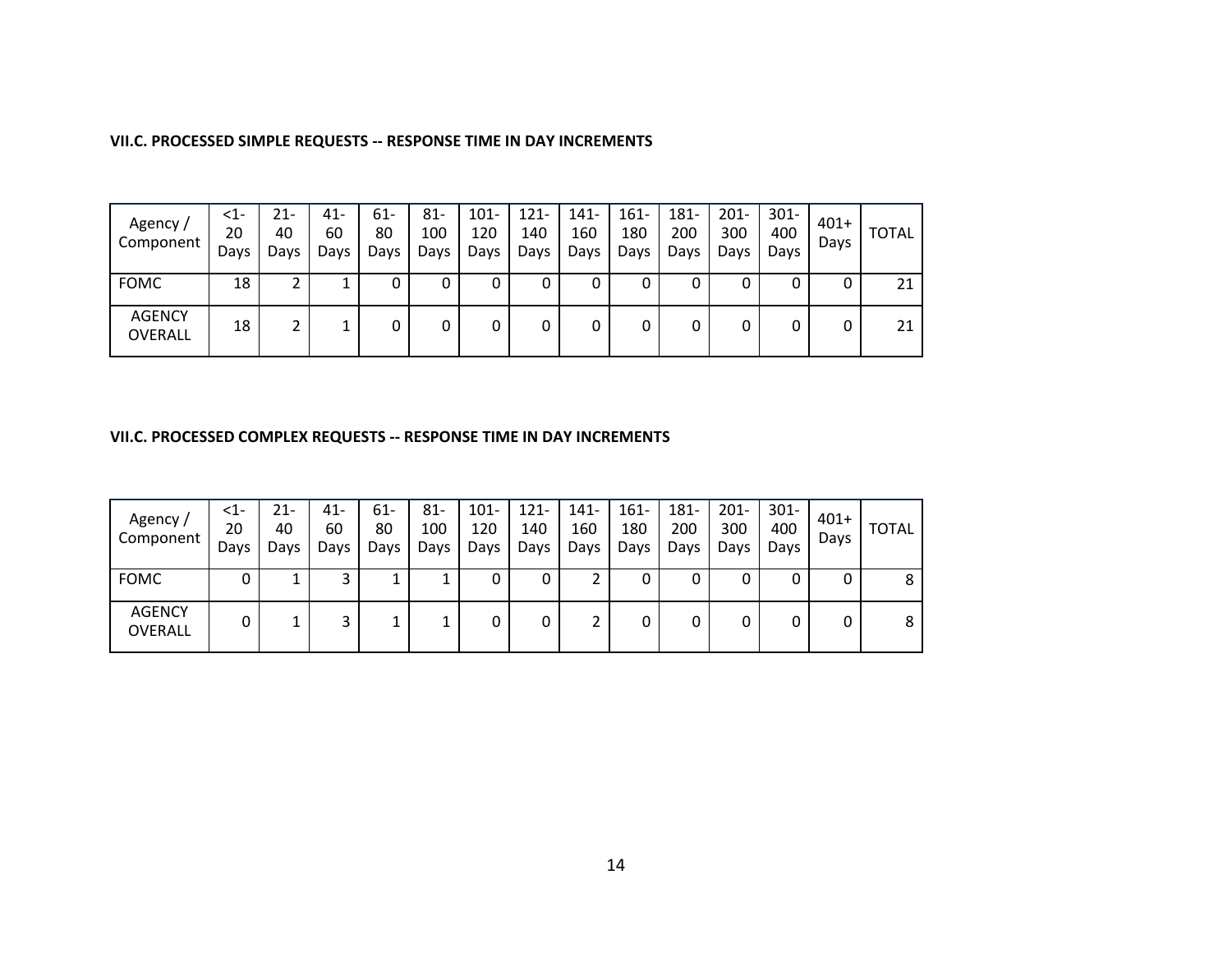**VII.C. PROCESSED SIMPLE REQUESTS -- RESPONSE TIME IN DAY INCREMENTS**

| Agency / Component | <1-20 Days | 21-40 Days | 41-60 Days | 61-80 Days | 81-100 Days | 101-120 Days | 121-140 Days | 141-160 Days | 161-180 Days | 181-200 Days | 201-300 Days | 301-400 Days | 401+ Days | TOTAL |
|---|---|---|---|---|---|---|---|---|---|---|---|---|---|---|
| FOMC | 18 | 2 | 1 | 0 | 0 | 0 | 0 | 0 | 0 | 0 | 0 | 0 | 0 | 21 |
| AGENCY OVERALL | 18 | 2 | 1 | 0 | 0 | 0 | 0 | 0 | 0 | 0 | 0 | 0 | 0 | 21 |

**VII.C. PROCESSED COMPLEX REQUESTS -- RESPONSE TIME IN DAY INCREMENTS**

| Agency / Component | <1-20 Days | 21-40 Days | 41-60 Days | 61-80 Days | 81-100 Days | 101-120 Days | 121-140 Days | 141-160 Days | 161-180 Days | 181-200 Days | 201-300 Days | 301-400 Days | 401+ Days | TOTAL |
|---|---|---|---|---|---|---|---|---|---|---|---|---|---|---|
| FOMC | 0 | 1 | 3 | 1 | 1 | 0 | 0 | 2 | 0 | 0 | 0 | 0 | 0 | 8 |
| AGENCY OVERALL | 0 | 1 | 3 | 1 | 1 | 0 | 0 | 2 | 0 | 0 | 0 | 0 | 0 | 8 |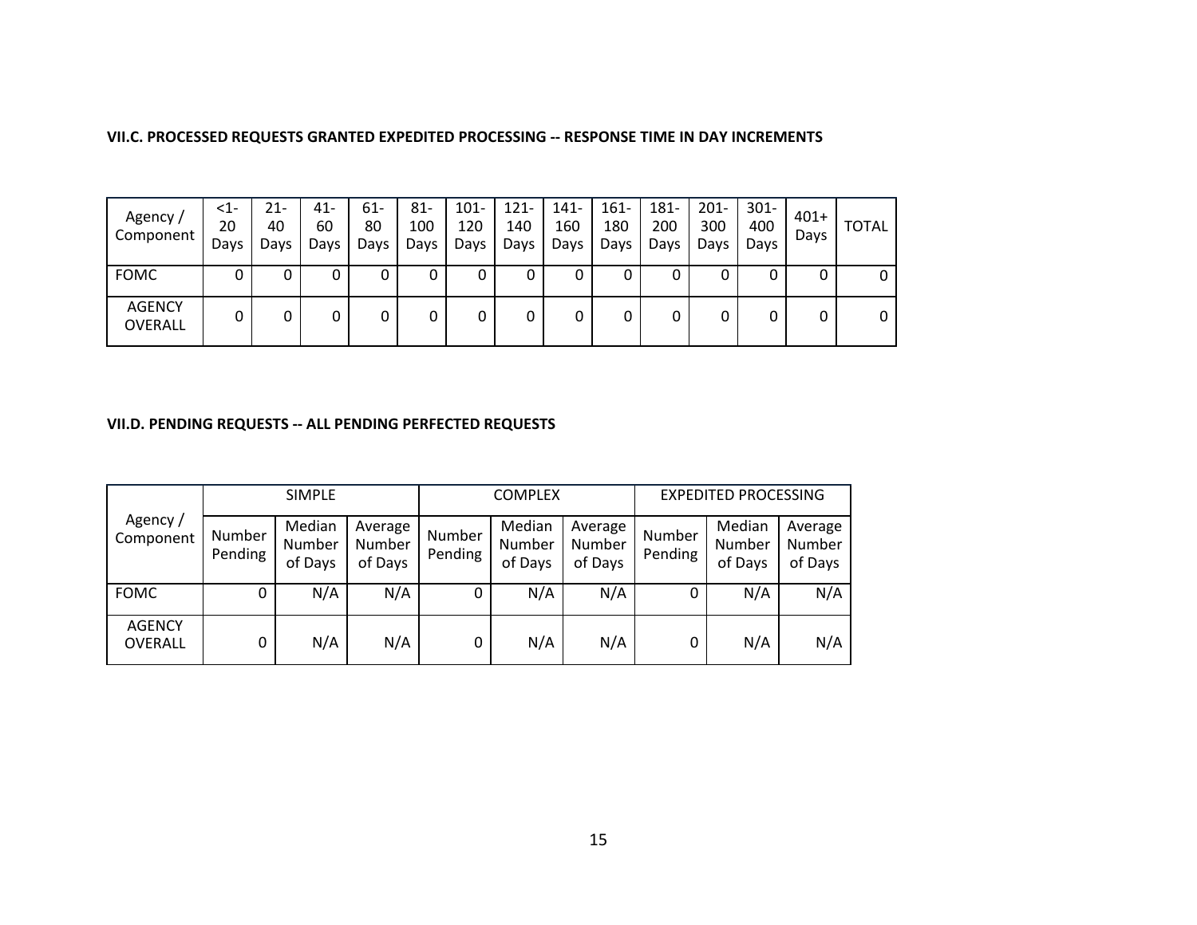### VII.C. PROCESSED REQUESTS GRANTED EXPEDITED PROCESSING -- RESPONSE TIME IN DAY INCREMENTS

| Agency / Component | <1-20 Days | 21-40 Days | 41-60 Days | 61-80 Days | 81-100 Days | 101-120 Days | 121-140 Days | 141-160 Days | 161-180 Days | 181-200 Days | 201-300 Days | 301-400 Days | 401+ Days | TOTAL |
|---|---|---|---|---|---|---|---|---|---|---|---|---|---|---|
| FOMC | 0 | 0 | 0 | 0 | 0 | 0 | 0 | 0 | 0 | 0 | 0 | 0 | 0 | 0 |
| AGENCY OVERALL | 0 | 0 | 0 | 0 | 0 | 0 | 0 | 0 | 0 | 0 | 0 | 0 | 0 | 0 |

### VII.D. PENDING REQUESTS -- ALL PENDING PERFECTED REQUESTS

| Agency / Component | SIMPLE | | | COMPLEX | | | EXPEDITED PROCESSING | | |
|---|---|---|---|---|---|---|---|---|---|
| | Number Pending | Median Number of Days | Average Number of Days | Number Pending | Median Number of Days | Average Number of Days | Number Pending | Median Number of Days | Average Number of Days |
| FOMC | 0 | N/A | N/A | 0 | N/A | N/A | 0 | N/A | N/A |
| AGENCY OVERALL | 0 | N/A | N/A | 0 | N/A | N/A | 0 | N/A | N/A |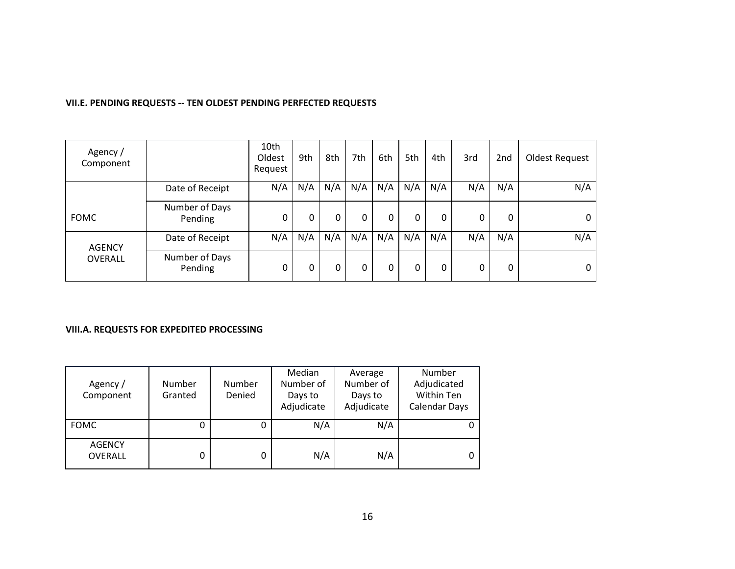**VII.E. PENDING REQUESTS -- TEN OLDEST PENDING PERFECTED REQUESTS**

| Agency / Component | | 10th Oldest Request | 9th | 8th | 7th | 6th | 5th | 4th | 3rd | 2nd | Oldest Request |
|---|---|---|---|---|---|---|---|---|---|---|---|
| FOMC | Date of Receipt | N/A | N/A | N/A | N/A | N/A | N/A | N/A | N/A | N/A | N/A |
| | Number of Days Pending | 0 | 0 | 0 | 0 | 0 | 0 | 0 | 0 | 0 | 0 |
| AGENCY OVERALL | Date of Receipt | N/A | N/A | N/A | N/A | N/A | N/A | N/A | N/A | N/A | N/A |
| | Number of Days Pending | 0 | 0 | 0 | 0 | 0 | 0 | 0 | 0 | 0 | 0 |

**VIII.A. REQUESTS FOR EXPEDITED PROCESSING**

| Agency / Component | Number Granted | Number Denied | Median Number of Days to Adjudicate | Average Number of Days to Adjudicate | Number Adjudicated Within Ten Calendar Days |
|---|---|---|---|---|---|
| FOMC | 0 | 0 | N/A | N/A | 0 |
| AGENCY OVERALL | 0 | 0 | N/A | N/A | 0 |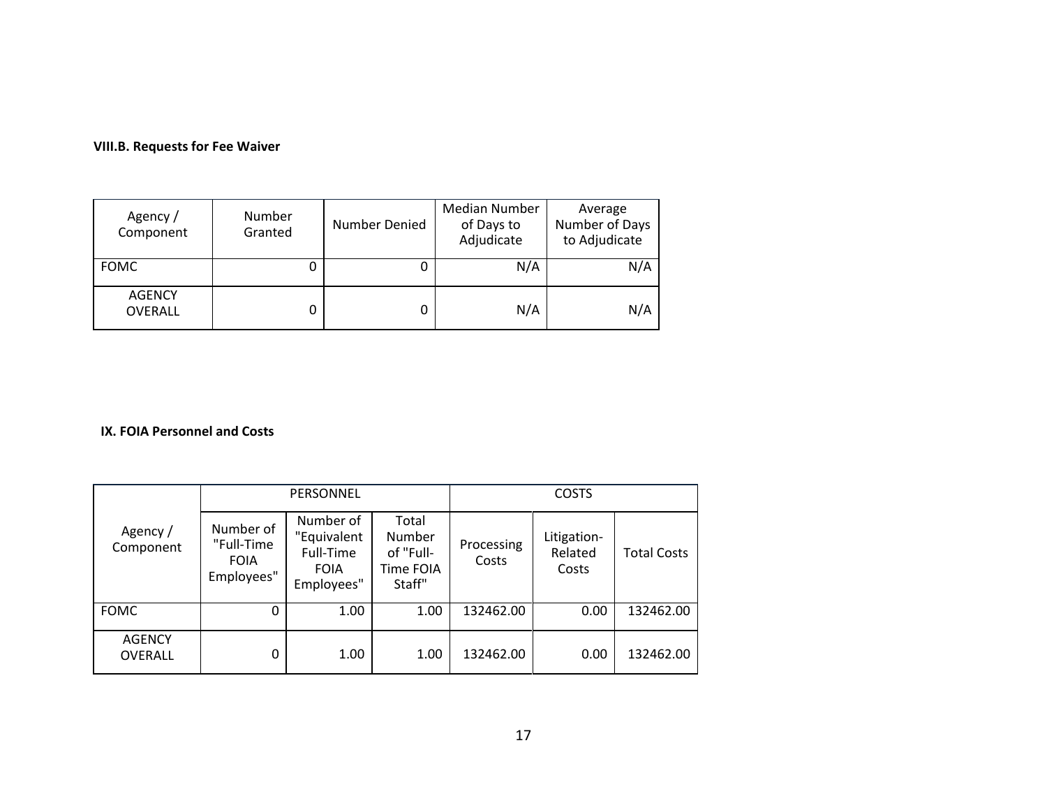### VIII.B. Requests for Fee Waiver

| Agency / Component | Number Granted | Number Denied | Median Number of Days to Adjudicate | Average Number of Days to Adjudicate |
|---|---|---|---|---|
| FOMC | 0 | 0 | N/A | N/A |
| AGENCY OVERALL | 0 | 0 | N/A | N/A |

### IX. FOIA Personnel and Costs

| Agency / Component | PERSONNEL | | | COSTS | | |
|---|---|---|---|---|---|---|
| | Number of "Full-Time FOIA Employees" | Number of "Equivalent Full-Time FOIA Employees" | Total Number of "Full-Time FOIA Staff" | Processing Costs | Litigation-Related Costs | Total Costs |
| FOMC | 0 | 1.00 | 1.00 | 132462.00 | 0.00 | 132462.00 |
| AGENCY OVERALL | 0 | 1.00 | 1.00 | 132462.00 | 0.00 | 132462.00 |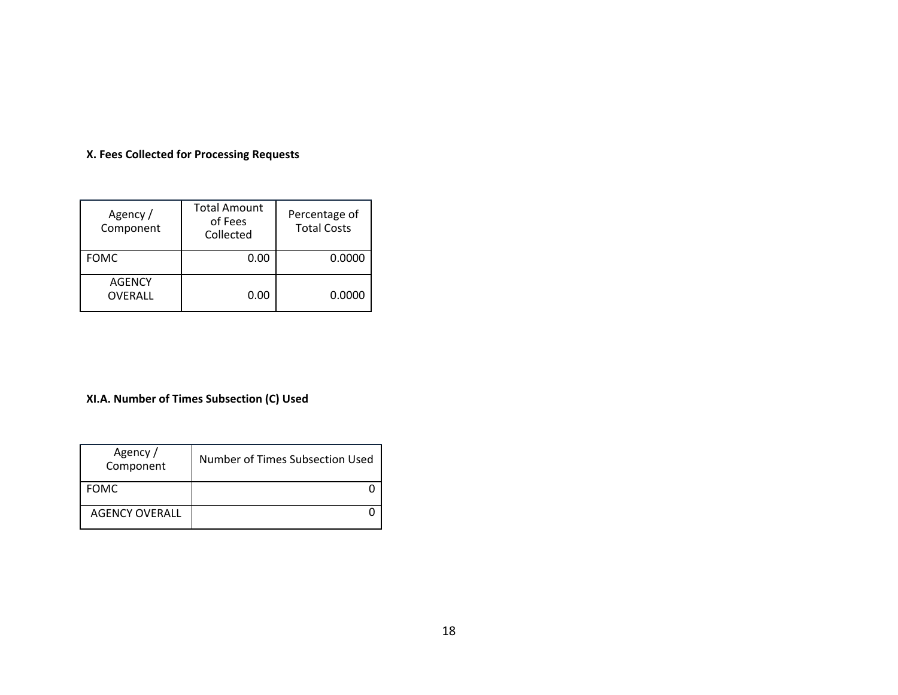### X. Fees Collected for Processing Requests

| Agency / Component | Total Amount of Fees Collected | Percentage of Total Costs |
|---|---|---|
| FOMC | 0.00 | 0.0000 |
| AGENCY OVERALL | 0.00 | 0.0000 |

### XI.A. Number of Times Subsection (C) Used

| Agency / Component | Number of Times Subsection Used |
|---|---|
| FOMC | 0 |
| AGENCY OVERALL | 0 |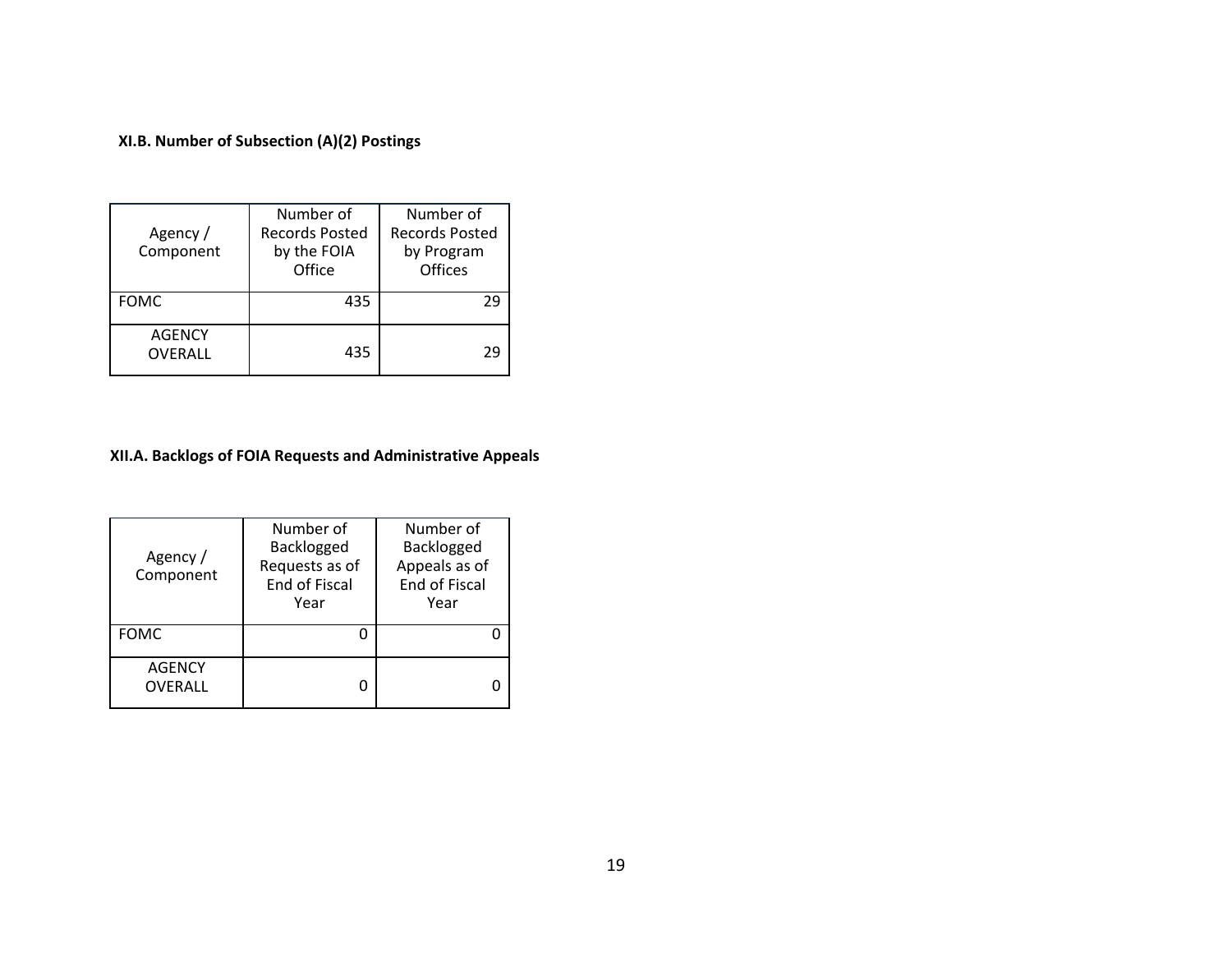**XI.B. Number of Subsection (A)(2) Postings**

| Agency / Component | Number of Records Posted by the FOIA Office | Number of Records Posted by Program Offices |
|---|---|---|
| FOMC | 435 | 29 |
| AGENCY OVERALL | 435 | 29 |

**XII.A. Backlogs of FOIA Requests and Administrative Appeals**

| Agency / Component | Number of Backlogged Requests as of End of Fiscal Year | Number of Backlogged Appeals as of End of Fiscal Year |
|---|---|---|
| FOMC | 0 | 0 |
| AGENCY OVERALL | 0 | 0 |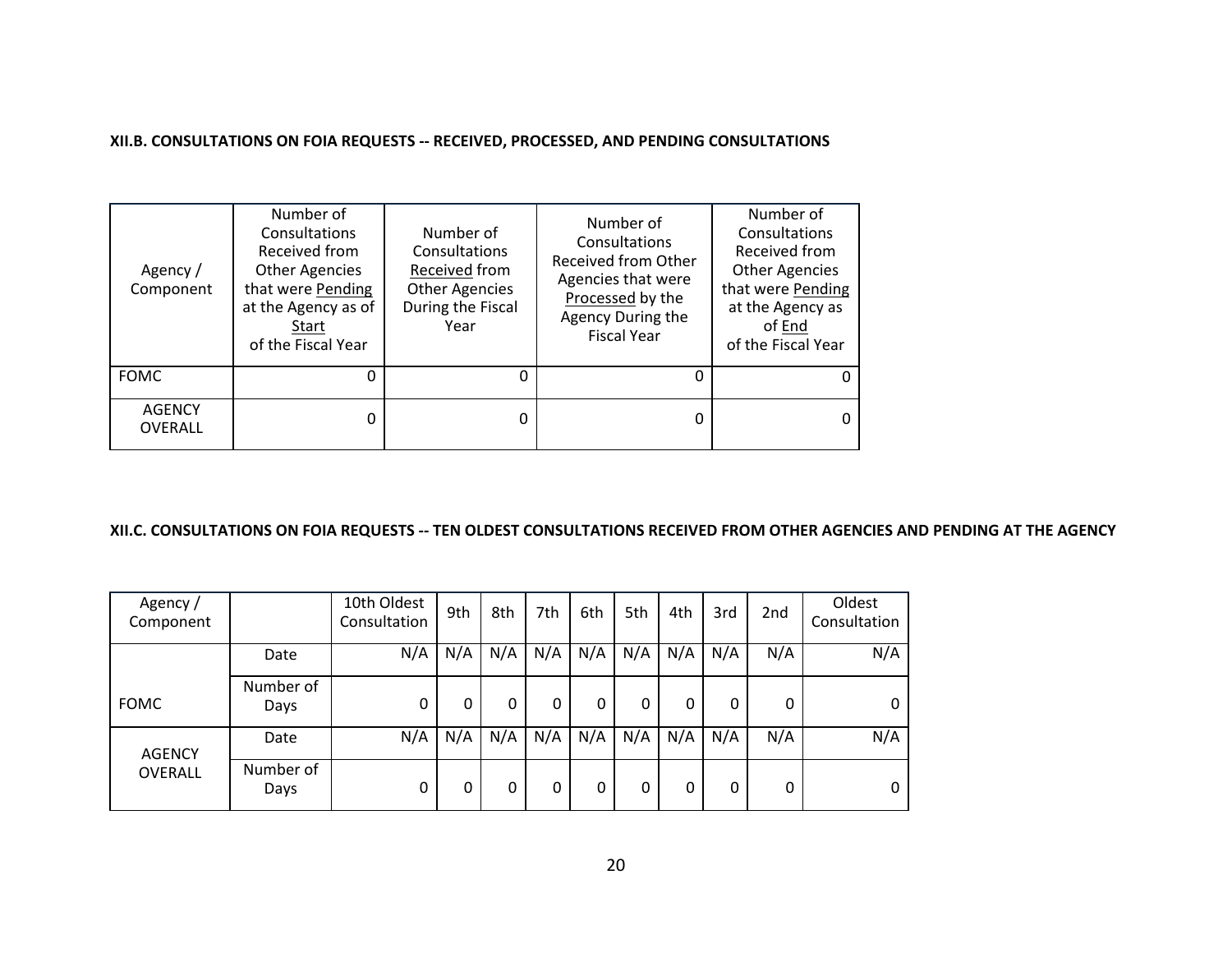**XII.B. CONSULTATIONS ON FOIA REQUESTS -- RECEIVED, PROCESSED, AND PENDING CONSULTATIONS**

| Agency / Component | Number of Consultations Received from Other Agencies that were Pending at the Agency as of Start of the Fiscal Year | Number of Consultations Received from Other Agencies During the Fiscal Year | Number of Consultations Received from Other Agencies that were Processed by the Agency During the Fiscal Year | Number of Consultations Received from Other Agencies that were Pending at the Agency as of End of the Fiscal Year |
|---|---|---|---|---|
| FOMC | 0 | 0 | 0 | 0 |
| AGENCY OVERALL | 0 | 0 | 0 | 0 |

**XII.C. CONSULTATIONS ON FOIA REQUESTS -- TEN OLDEST CONSULTATIONS RECEIVED FROM OTHER AGENCIES AND PENDING AT THE AGENCY**

| Agency / Component | | 10th Oldest Consultation | 9th | 8th | 7th | 6th | 5th | 4th | 3rd | 2nd | Oldest Consultation |
|---|---|---|---|---|---|---|---|---|---|---|---|
| FOMC | Date | N/A | N/A | N/A | N/A | N/A | N/A | N/A | N/A | N/A | N/A |
| | Number of Days | 0 | 0 | 0 | 0 | 0 | 0 | 0 | 0 | 0 | 0 |
| AGENCY OVERALL | Date | N/A | N/A | N/A | N/A | N/A | N/A | N/A | N/A | N/A | N/A |
| | Number of Days | 0 | 0 | 0 | 0 | 0 | 0 | 0 | 0 | 0 | 0 |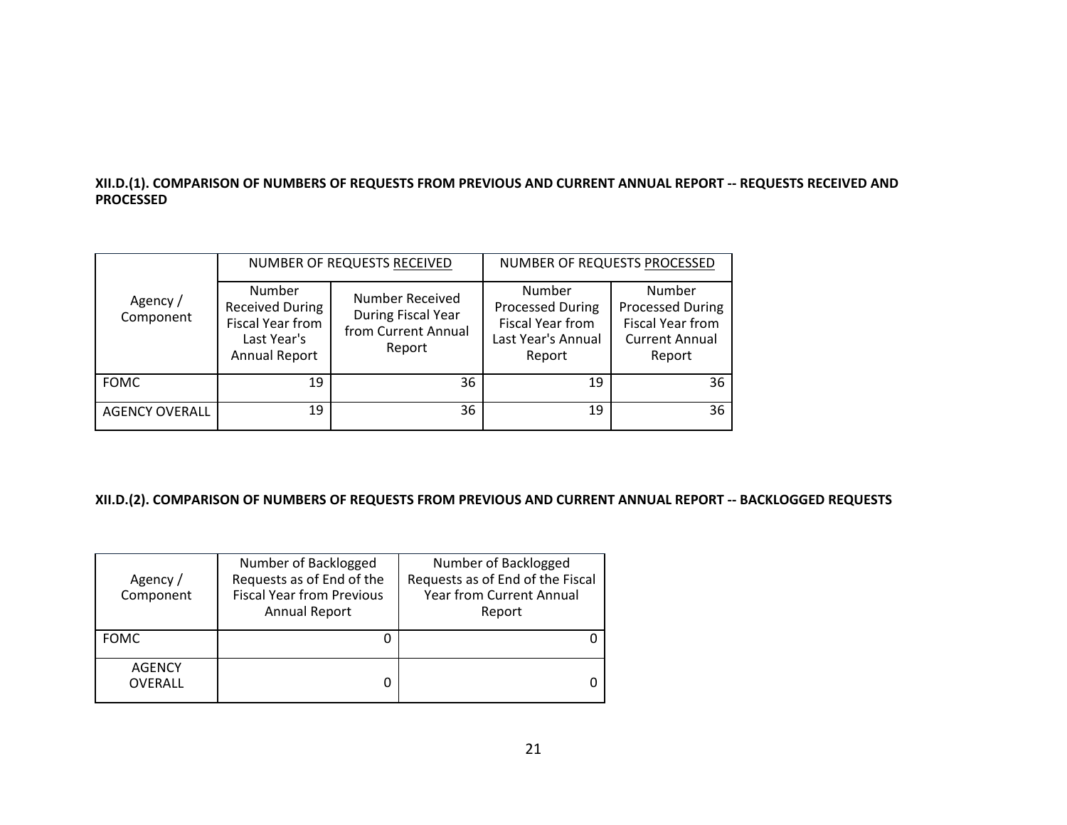**XII.D.(1). COMPARISON OF NUMBERS OF REQUESTS FROM PREVIOUS AND CURRENT ANNUAL REPORT -- REQUESTS RECEIVED AND PROCESSED**

| Agency / Component | NUMBER OF REQUESTS RECEIVED | | NUMBER OF REQUESTS PROCESSED | |
|---|---|---|---|---|
| | Number Received During Fiscal Year from Last Year's Annual Report | Number Received During Fiscal Year from Current Annual Report | Number Processed During Fiscal Year from Last Year's Annual Report | Number Processed During Fiscal Year from Current Annual Report |
| FOMC | 19 | 36 | 19 | 36 |
| AGENCY OVERALL | 19 | 36 | 19 | 36 |

**XII.D.(2). COMPARISON OF NUMBERS OF REQUESTS FROM PREVIOUS AND CURRENT ANNUAL REPORT -- BACKLOGGED REQUESTS**

| Agency / Component | Number of Backlogged Requests as of End of the Fiscal Year from Previous Annual Report | Number of Backlogged Requests as of End of the Fiscal Year from Current Annual Report |
|---|---|---|
| FOMC | 0 | 0 |
| AGENCY OVERALL | 0 | 0 |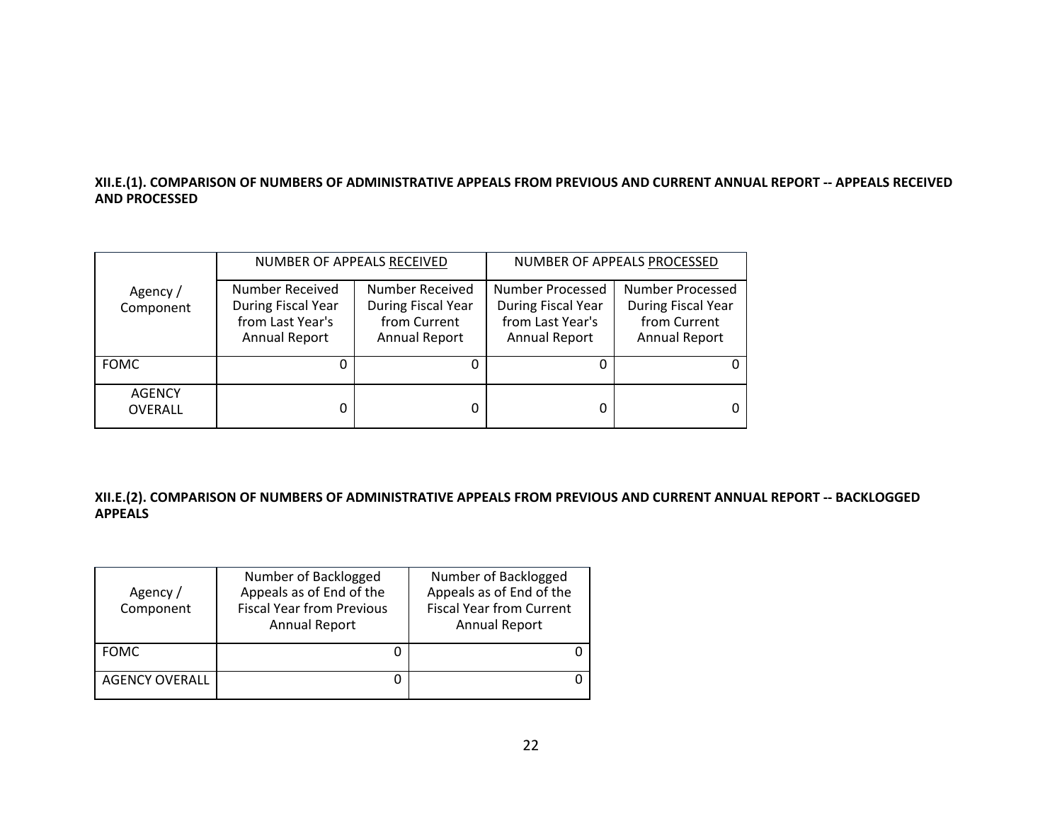**XII.E.(1). COMPARISON OF NUMBERS OF ADMINISTRATIVE APPEALS FROM PREVIOUS AND CURRENT ANNUAL REPORT -- APPEALS RECEIVED AND PROCESSED**

| Agency / Component | NUMBER OF APPEALS RECEIVED | | NUMBER OF APPEALS PROCESSED | |
|---|---|---|---|---|
| | Number Received During Fiscal Year from Last Year's Annual Report | Number Received During Fiscal Year from Current Annual Report | Number Processed During Fiscal Year from Last Year's Annual Report | Number Processed During Fiscal Year from Current Annual Report |
| FOMC | 0 | 0 | 0 | 0 |
| AGENCY OVERALL | 0 | 0 | 0 | 0 |

**XII.E.(2). COMPARISON OF NUMBERS OF ADMINISTRATIVE APPEALS FROM PREVIOUS AND CURRENT ANNUAL REPORT -- BACKLOGGED APPEALS**

| Agency / Component | Number of Backlogged Appeals as of End of the Fiscal Year from Previous Annual Report | Number of Backlogged Appeals as of End of the Fiscal Year from Current Annual Report |
|---|---|---|
| FOMC | 0 | 0 |
| AGENCY OVERALL | 0 | 0 |